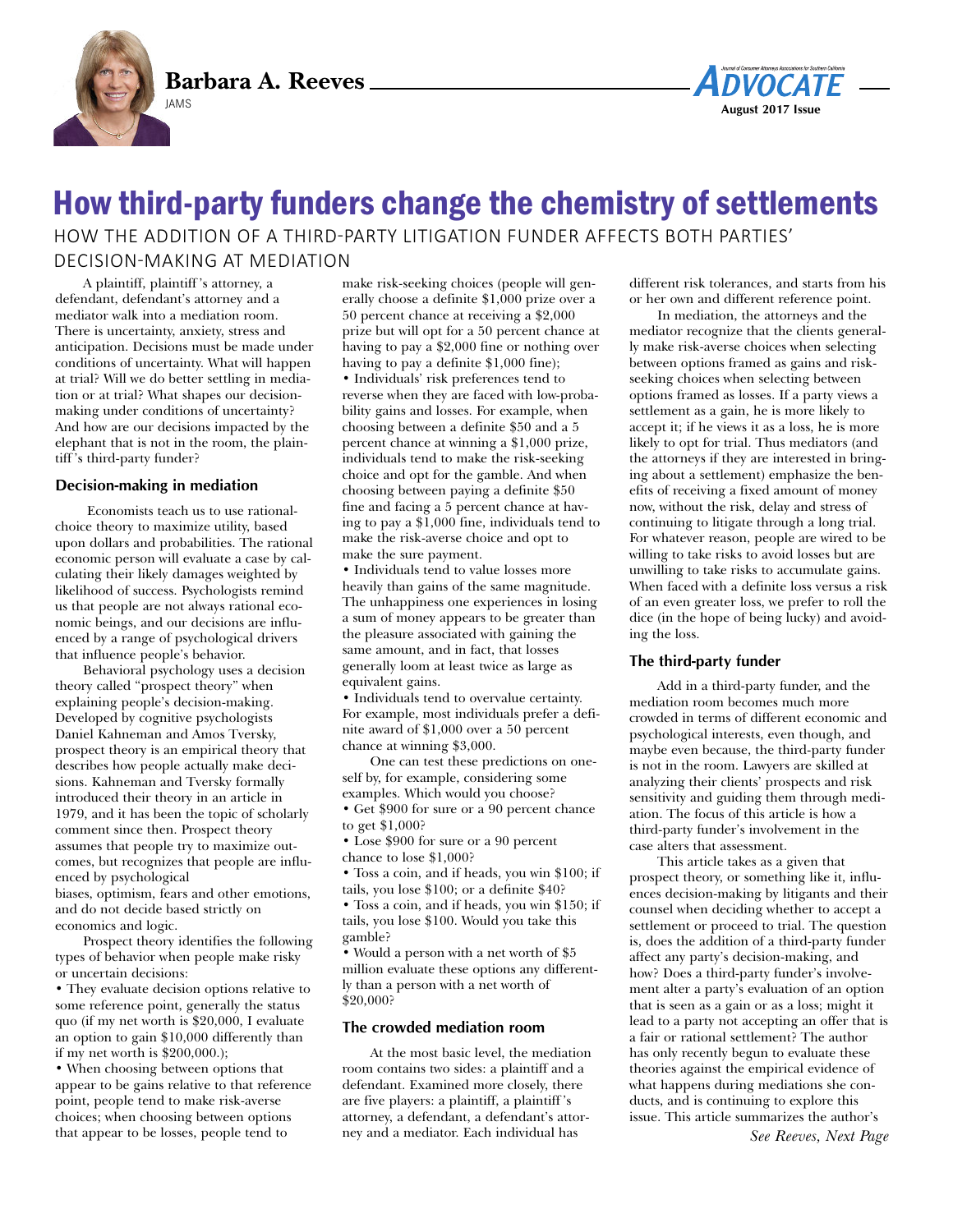Barbara A. Reeves

JAMS

# How third-party funders change the chemistry of settlements

## HOW THE ADDITION OF A THIRD-PARTY LITIGATION FUNDER AFFECTS BOTH PARTIES' DECISION-MAKING AT MEDIATION

A plaintiff, plaintiff's attorney, a defendant, defendant's attorney and a mediator walk into a mediation room. There is uncertainty, anxiety, stress and anticipation. Decisions must be made under conditions of uncertainty. What will happen at trial? Will we do better settling in mediation or at trial? What shapes our decision-making under conditions of uncertainty? And how are our decisions impacted by the elephant that is not in the room, the plaintiff's third-party funder?

### Decision-making in mediation

Economists teach us to use rational-choice theory to maximize utility, based upon dollars and probabilities. The rational economic person will evaluate a case by calculating their likely damages weighted by likelihood of success. Psychologists remind us that people are not always rational economic beings, and our decisions are influenced by a range of psychological drivers that influence people's behavior.

Behavioral psychology uses a decision theory called "prospect theory" when explaining people's decision-making. Developed by cognitive psychologists Daniel Kahneman and Amos Tversky, prospect theory is an empirical theory that describes how people actually make decisions. Kahneman and Tversky formally introduced their theory in an article in 1979, and it has been the topic of scholarly comment since then. Prospect theory assumes that people try to maximize outcomes, but recognizes that people are influenced by psychological biases, optimism, fears and other emotions, and do not decide based strictly on economics and logic.

Prospect theory identifies the following types of behavior when people make risky or uncertain decisions:

- They evaluate decision options relative to some reference point, generally the status quo (if my net worth is $20,000, I evaluate an option to gain $10,000 differently than if my net worth is $200,000.);
- When choosing between options that appear to be gains relative to that reference point, people tend to make risk-averse choices; when choosing between options that appear to be losses, people tend to make risk-seeking choices (people will generally choose a definite $1,000 prize over a 50 percent chance at receiving a $2,000 prize but will opt for a 50 percent chance at having to pay a $2,000 fine or nothing over having to pay a definite $1,000 fine);
- Individuals' risk preferences tend to reverse when they are faced with low-probability gains and losses. For example, when choosing between a definite $50 and a 5 percent chance at winning a $1,000 prize, individuals tend to make the risk-seeking choice and opt for the gamble. And when choosing between paying a definite $50 fine and facing a 5 percent chance at having to pay a $1,000 fine, individuals tend to make the risk-averse choice and opt to make the sure payment.
- Individuals tend to value losses more heavily than gains of the same magnitude. The unhappiness one experiences in losing a sum of money appears to be greater than the pleasure associated with gaining the same amount, and in fact, that losses generally loom at least twice as large as equivalent gains.
- Individuals tend to overvalue certainty. For example, most individuals prefer a definite award of $1,000 over a 50 percent chance at winning $3,000.

One can test these predictions on oneself by, for example, considering some examples. Which would you choose?

- Get $900 for sure or a 90 percent chance to get $1,000?
- Lose $900 for sure or a 90 percent chance to lose $1,000?
- Toss a coin, and if heads, you win $100; if tails, you lose $100; or a definite $40?
- Toss a coin, and if heads, you win $150; if tails, you lose $100. Would you take this gamble?
- Would a person with a net worth of $5 million evaluate these options any differently than a person with a net worth of $20,000?

### The crowded mediation room

At the most basic level, the mediation room contains two sides: a plaintiff and a defendant. Examined more closely, there are five players: a plaintiff, a plaintiff's attorney, a defendant, a defendant's attorney and a mediator. Each individual has different risk tolerances, and starts from his or her own and different reference point.

In mediation, the attorneys and the mediator recognize that the clients generally make risk-averse choices when selecting between options framed as gains and risk-seeking choices when selecting between options framed as losses. If a party views a settlement as a gain, he is more likely to accept it; if he views it as a loss, he is more likely to opt for trial. Thus mediators (and the attorneys if they are interested in bringing about a settlement) emphasize the benefits of receiving a fixed amount of money now, without the risk, delay and stress of continuing to litigate through a long trial. For whatever reason, people are wired to be willing to take risks to avoid losses but are unwilling to take risks to accumulate gains. When faced with a definite loss versus a risk of an even greater loss, we prefer to roll the dice (in the hope of being lucky) and avoiding the loss.

### The third-party funder

Add in a third-party funder, and the mediation room becomes much more crowded in terms of different economic and psychological interests, even though, and maybe even because, the third-party funder is not in the room. Lawyers are skilled at analyzing their clients' prospects and risk sensitivity and guiding them through mediation. The focus of this article is how a third-party funder's involvement in the case alters that assessment.

This article takes as a given that prospect theory, or something like it, influences decision-making by litigants and their counsel when deciding whether to accept a settlement or proceed to trial. The question is, does the addition of a third-party funder affect any party's decision-making, and how? Does a third-party funder's involvement alter a party's evaluation of an option that is seen as a gain or as a loss; might it lead to a party not accepting an offer that is a fair or rational settlement? The author has only recently begun to evaluate these theories against the empirical evidence of what happens during mediations she conducts, and is continuing to explore this issue. This article summarizes the author's

*See Reeves, Next Page*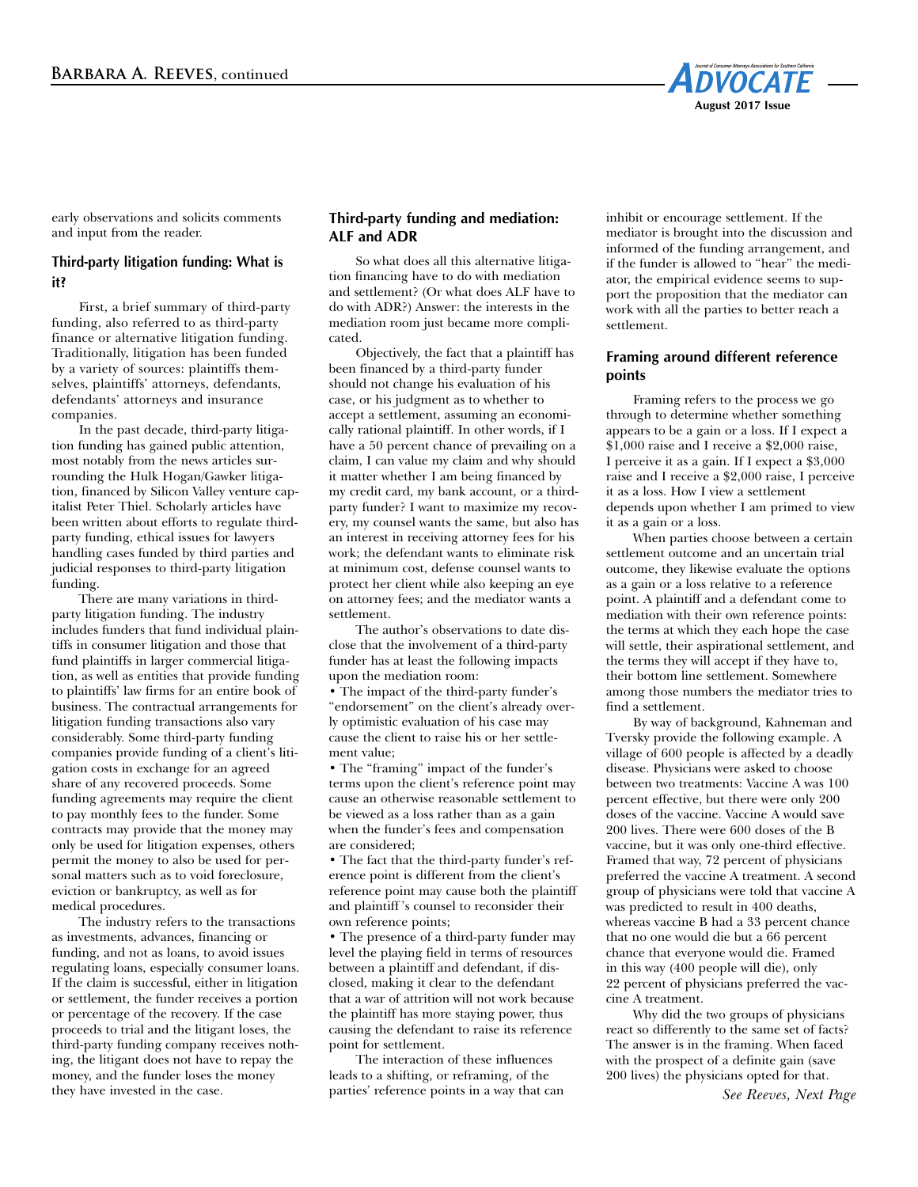early observations and solicits comments and input from the reader.

### Third-party litigation funding: What is it?

First, a brief summary of third-party funding, also referred to as third-party finance or alternative litigation funding. Traditionally, litigation has been funded by a variety of sources: plaintiffs themselves, plaintiffs' attorneys, defendants, defendants' attorneys and insurance companies.

In the past decade, third-party litigation funding has gained public attention, most notably from the news articles surrounding the Hulk Hogan/Gawker litigation, financed by Silicon Valley venture capitalist Peter Thiel. Scholarly articles have been written about efforts to regulate third-party funding, ethical issues for lawyers handling cases funded by third parties and judicial responses to third-party litigation funding.

There are many variations in third-party litigation funding. The industry includes funders that fund individual plaintiffs in consumer litigation and those that fund plaintiffs in larger commercial litigation, as well as entities that provide funding to plaintiffs' law firms for an entire book of business. The contractual arrangements for litigation funding transactions also vary considerably. Some third-party funding companies provide funding of a client's litigation costs in exchange for an agreed share of any recovered proceeds. Some funding agreements may require the client to pay monthly fees to the funder. Some contracts may provide that the money may only be used for litigation expenses, others permit the money to also be used for personal matters such as to void foreclosure, eviction or bankruptcy, as well as for medical procedures.

The industry refers to the transactions as investments, advances, financing or funding, and not as loans, to avoid issues regulating loans, especially consumer loans. If the claim is successful, either in litigation or settlement, the funder receives a portion or percentage of the recovery. If the case proceeds to trial and the litigant loses, the third-party funding company receives nothing, the litigant does not have to repay the money, and the funder loses the money they have invested in the case.

### Third-party funding and mediation: ALF and ADR

So what does all this alternative litigation financing have to do with mediation and settlement? (Or what does ALF have to do with ADR?) Answer: the interests in the mediation room just became more complicated.

Objectively, the fact that a plaintiff has been financed by a third-party funder should not change his evaluation of his case, or his judgment as to whether to accept a settlement, assuming an economically rational plaintiff. In other words, if I have a 50 percent chance of prevailing on a claim, I can value my claim and why should it matter whether I am being financed by my credit card, my bank account, or a third-party funder? I want to maximize my recovery, my counsel wants the same, but also has an interest in receiving attorney fees for his work; the defendant wants to eliminate risk at minimum cost, defense counsel wants to protect her client while also keeping an eye on attorney fees; and the mediator wants a settlement.

The author's observations to date disclose that the involvement of a third-party funder has at least the following impacts upon the mediation room:

- The impact of the third-party funder's "endorsement" on the client's already overly optimistic evaluation of his case may cause the client to raise his or her settlement value;
- The "framing" impact of the funder's terms upon the client's reference point may cause an otherwise reasonable settlement to be viewed as a loss rather than as a gain when the funder's fees and compensation are considered;
- The fact that the third-party funder's reference point is different from the client's reference point may cause both the plaintiff and plaintiff's counsel to reconsider their own reference points;
- The presence of a third-party funder may level the playing field in terms of resources between a plaintiff and defendant, if disclosed, making it clear to the defendant that a war of attrition will not work because the plaintiff has more staying power, thus causing the defendant to raise its reference point for settlement.

The interaction of these influences leads to a shifting, or reframing, of the parties' reference points in a way that can inhibit or encourage settlement. If the mediator is brought into the discussion and informed of the funding arrangement, and if the funder is allowed to "hear" the mediator, the empirical evidence seems to support the proposition that the mediator can work with all the parties to better reach a settlement.

### Framing around different reference points

Framing refers to the process we go through to determine whether something appears to be a gain or a loss. If I expect a $1,000 raise and I receive a $2,000 raise, I perceive it as a gain. If I expect a $3,000 raise and I receive a $2,000 raise, I perceive it as a loss. How I view a settlement depends upon whether I am primed to view it as a gain or a loss.

When parties choose between a certain settlement outcome and an uncertain trial outcome, they likewise evaluate the options as a gain or a loss relative to a reference point. A plaintiff and a defendant come to mediation with their own reference points: the terms at which they each hope the case will settle, their aspirational settlement, and the terms they will accept if they have to, their bottom line settlement. Somewhere among those numbers the mediator tries to find a settlement.

By way of background, Kahneman and Tversky provide the following example. A village of 600 people is affected by a deadly disease. Physicians were asked to choose between two treatments: Vaccine A was 100 percent effective, but there were only 200 doses of the vaccine. Vaccine A would save 200 lives. There were 600 doses of the B vaccine, but it was only one-third effective. Framed that way, 72 percent of physicians preferred the vaccine A treatment. A second group of physicians were told that vaccine A was predicted to result in 400 deaths, whereas vaccine B had a 33 percent chance that no one would die but a 66 percent chance that everyone would die. Framed in this way (400 people will die), only 22 percent of physicians preferred the vaccine A treatment.

Why did the two groups of physicians react so differently to the same set of facts? The answer is in the framing. When faced with the prospect of a definite gain (save 200 lives) the physicians opted for that.

*See Reeves, Next Page*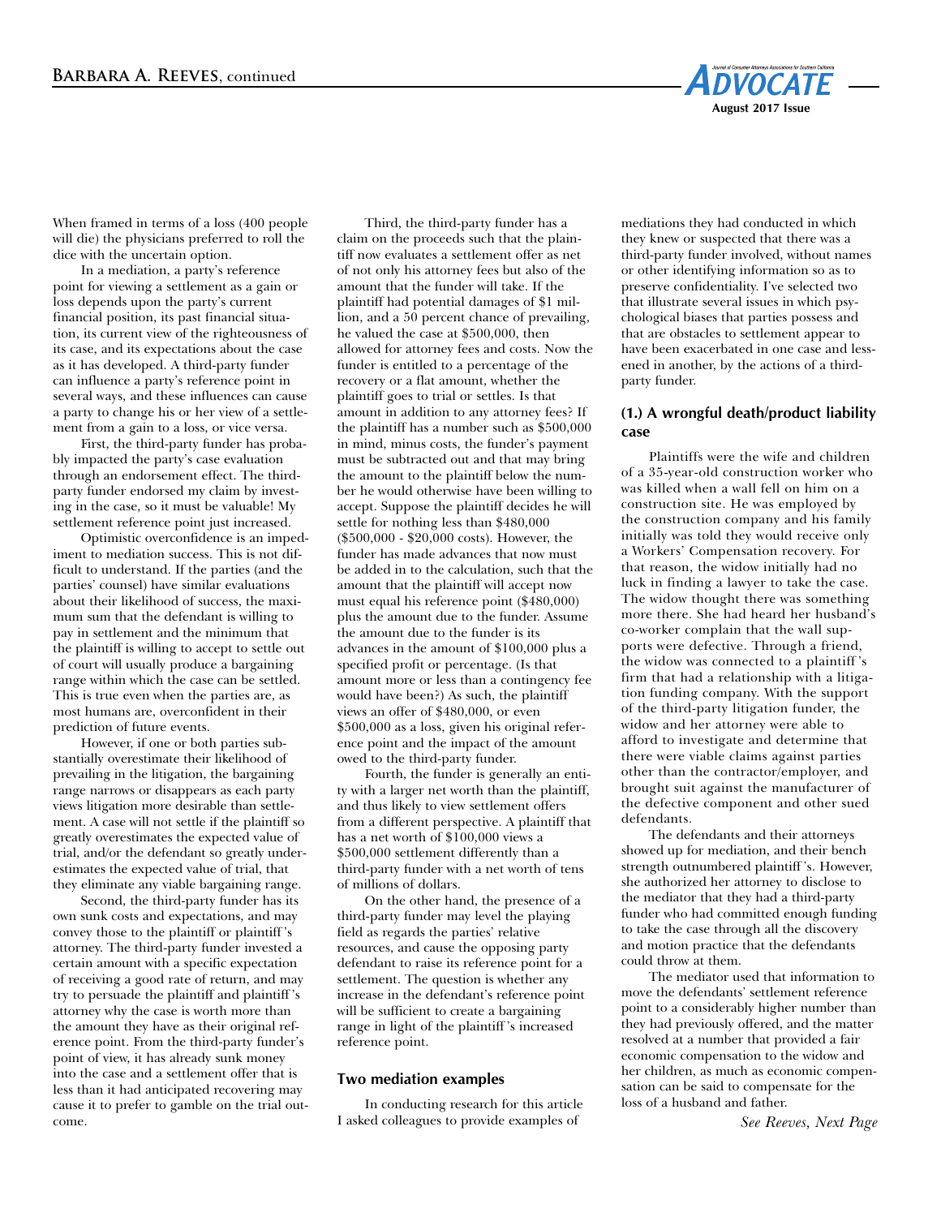When framed in terms of a loss (400 people will die) the physicians preferred to roll the dice with the uncertain option.

In a mediation, a party's reference point for viewing a settlement as a gain or loss depends upon the party's current financial position, its past financial situation, its current view of the righteousness of its case, and its expectations about the case as it has developed. A third-party funder can influence a party's reference point in several ways, and these influences can cause a party to change his or her view of a settlement from a gain to a loss, or vice versa.

First, the third-party funder has probably impacted the party's case evaluation through an endorsement effect. The third-party funder endorsed my claim by investing in the case, so it must be valuable! My settlement reference point just increased.

Optimistic overconfidence is an impediment to mediation success. This is not difficult to understand. If the parties (and the parties' counsel) have similar evaluations about their likelihood of success, the maximum sum that the defendant is willing to pay in settlement and the minimum that the plaintiff is willing to accept to settle out of court will usually produce a bargaining range within which the case can be settled. This is true even when the parties are, as most humans are, overconfident in their prediction of future events.

However, if one or both parties substantially overestimate their likelihood of prevailing in the litigation, the bargaining range narrows or disappears as each party views litigation more desirable than settlement. A case will not settle if the plaintiff so greatly overestimates the expected value of trial, and/or the defendant so greatly underestimates the expected value of trial, that they eliminate any viable bargaining range.

Second, the third-party funder has its own sunk costs and expectations, and may convey those to the plaintiff or plaintiff's attorney. The third-party funder invested a certain amount with a specific expectation of receiving a good rate of return, and may try to persuade the plaintiff and plaintiff's attorney why the case is worth more than the amount they have as their original reference point. From the third-party funder's point of view, it has already sunk money into the case and a settlement offer that is less than it had anticipated recovering may cause it to prefer to gamble on the trial outcome.

Third, the third-party funder has a claim on the proceeds such that the plaintiff now evaluates a settlement offer as net of not only his attorney fees but also of the amount that the funder will take. If the plaintiff had potential damages of $1 million, and a 50 percent chance of prevailing, he valued the case at $500,000, then allowed for attorney fees and costs. Now the funder is entitled to a percentage of the recovery or a flat amount, whether the plaintiff goes to trial or settles. Is that amount in addition to any attorney fees? If the plaintiff has a number such as $500,000 in mind, minus costs, the funder's payment must be subtracted out and that may bring the amount to the plaintiff below the number he would otherwise have been willing to accept. Suppose the plaintiff decides he will settle for nothing less than $480,000 ($500,000 - $20,000 costs). However, the funder has made advances that now must be added in to the calculation, such that the amount that the plaintiff will accept now must equal his reference point ($480,000) plus the amount due to the funder. Assume the amount due to the funder is its advances in the amount of $100,000 plus a specified profit or percentage. (Is that amount more or less than a contingency fee would have been?) As such, the plaintiff views an offer of $480,000, or even $500,000 as a loss, given his original reference point and the impact of the amount owed to the third-party funder.

Fourth, the funder is generally an entity with a larger net worth than the plaintiff, and thus likely to view settlement offers from a different perspective. A plaintiff that has a net worth of $100,000 views a $500,000 settlement differently than a third-party funder with a net worth of tens of millions of dollars.

On the other hand, the presence of a third-party funder may level the playing field as regards the parties' relative resources, and cause the opposing party defendant to raise its reference point for a settlement. The question is whether any increase in the defendant's reference point will be sufficient to create a bargaining range in light of the plaintiff's increased reference point.

## Two mediation examples

In conducting research for this article I asked colleagues to provide examples of mediations they had conducted in which they knew or suspected that there was a third-party funder involved, without names or other identifying information so as to preserve confidentiality. I've selected two that illustrate several issues in which psychological biases that parties possess and that are obstacles to settlement appear to have been exacerbated in one case and lessened in another, by the actions of a third-party funder.

### (1.) A wrongful death/product liability case

Plaintiffs were the wife and children of a 35-year-old construction worker who was killed when a wall fell on him on a construction site. He was employed by the construction company and his family initially was told they would receive only a Workers' Compensation recovery. For that reason, the widow initially had no luck in finding a lawyer to take the case. The widow thought there was something more there. She had heard her husband's co-worker complain that the wall supports were defective. Through a friend, the widow was connected to a plaintiff's firm that had a relationship with a litigation funding company. With the support of the third-party litigation funder, the widow and her attorney were able to afford to investigate and determine that there were viable claims against parties other than the contractor/employer, and brought suit against the manufacturer of the defective component and other sued defendants.

The defendants and their attorneys showed up for mediation, and their bench strength outnumbered plaintiff's. However, she authorized her attorney to disclose to the mediator that they had a third-party funder who had committed enough funding to take the case through all the discovery and motion practice that the defendants could throw at them.

The mediator used that information to move the defendants' settlement reference point to a considerably higher number than they had previously offered, and the matter resolved at a number that provided a fair economic compensation to the widow and her children, as much as economic compensation can be said to compensate for the loss of a husband and father.

*See Reeves, Next Page*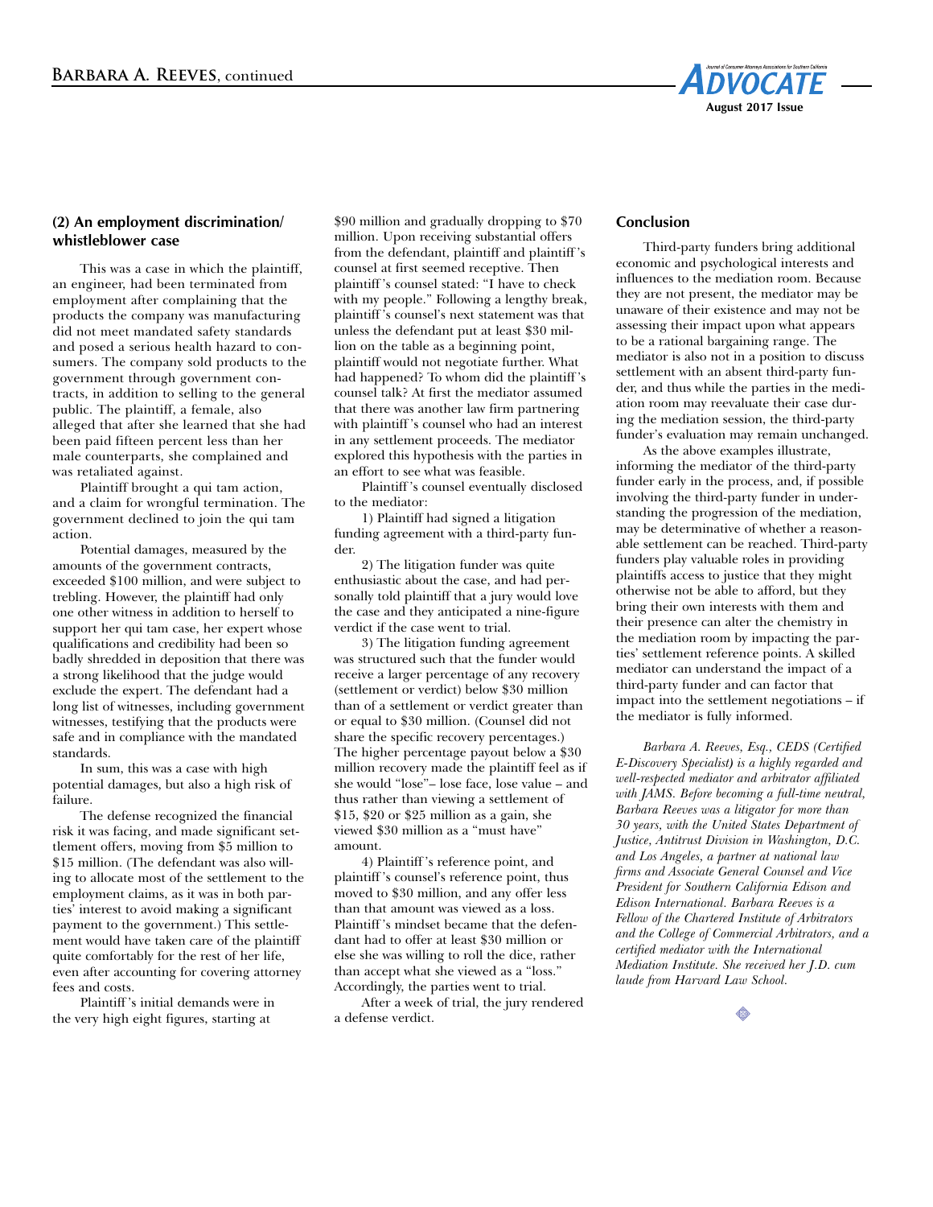### (2) An employment discrimination/ whistleblower case

This was a case in which the plaintiff, an engineer, had been terminated from employment after complaining that the products the company was manufacturing did not meet mandated safety standards and posed a serious health hazard to consumers. The company sold products to the government through government contracts, in addition to selling to the general public. The plaintiff, a female, also alleged that after she learned that she had been paid fifteen percent less than her male counterparts, she complained and was retaliated against.

Plaintiff brought a qui tam action, and a claim for wrongful termination. The government declined to join the qui tam action.

Potential damages, measured by the amounts of the government contracts, exceeded $100 million, and were subject to trebling. However, the plaintiff had only one other witness in addition to herself to support her qui tam case, her expert whose qualifications and credibility had been so badly shredded in deposition that there was a strong likelihood that the judge would exclude the expert. The defendant had a long list of witnesses, including government witnesses, testifying that the products were safe and in compliance with the mandated standards.

In sum, this was a case with high potential damages, but also a high risk of failure.

The defense recognized the financial risk it was facing, and made significant settlement offers, moving from $5 million to $15 million. (The defendant was also willing to allocate most of the settlement to the employment claims, as it was in both parties' interest to avoid making a significant payment to the government.) This settlement would have taken care of the plaintiff quite comfortably for the rest of her life, even after accounting for covering attorney fees and costs.

Plaintiff's initial demands were in the very high eight figures, starting at $90 million and gradually dropping to $70 million. Upon receiving substantial offers from the defendant, plaintiff and plaintiff's counsel at first seemed receptive. Then plaintiff's counsel stated: "I have to check with my people." Following a lengthy break, plaintiff's counsel's next statement was that unless the defendant put at least $30 million on the table as a beginning point, plaintiff would not negotiate further. What had happened? To whom did the plaintiff's counsel talk? At first the mediator assumed that there was another law firm partnering with plaintiff's counsel who had an interest in any settlement proceeds. The mediator explored this hypothesis with the parties in an effort to see what was feasible.

Plaintiff's counsel eventually disclosed to the mediator:

1) Plaintiff had signed a litigation funding agreement with a third-party funder.

2) The litigation funder was quite enthusiastic about the case, and had personally told plaintiff that a jury would love the case and they anticipated a nine-figure verdict if the case went to trial.

3) The litigation funding agreement was structured such that the funder would receive a larger percentage of any recovery (settlement or verdict) below $30 million than of a settlement or verdict greater than or equal to $30 million. (Counsel did not share the specific recovery percentages.) The higher percentage payout below a $30 million recovery made the plaintiff feel as if she would "lose"– lose face, lose value – and thus rather than viewing a settlement of $15, $20 or $25 million as a gain, she viewed $30 million as a "must have" amount.

4) Plaintiff's reference point, and plaintiff's counsel's reference point, thus moved to $30 million, and any offer less than that amount was viewed as a loss. Plaintiff's mindset became that the defendant had to offer at least $30 million or else she was willing to roll the dice, rather than accept what she viewed as a "loss." Accordingly, the parties went to trial.

After a week of trial, the jury rendered a defense verdict.

### Conclusion

Third-party funders bring additional economic and psychological interests and influences to the mediation room. Because they are not present, the mediator may be unaware of their existence and may not be assessing their impact upon what appears to be a rational bargaining range. The mediator is also not in a position to discuss settlement with an absent third-party funder, and thus while the parties in the mediation room may reevaluate their case during the mediation session, the third-party funder's evaluation may remain unchanged.

As the above examples illustrate, informing the mediator of the third-party funder early in the process, and, if possible involving the third-party funder in understanding the progression of the mediation, may be determinative of whether a reasonable settlement can be reached. Third-party funders play valuable roles in providing plaintiffs access to justice that they might otherwise not be able to afford, but they bring their own interests with them and their presence can alter the chemistry in the mediation room by impacting the parties' settlement reference points. A skilled mediator can understand the impact of a third-party funder and can factor that impact into the settlement negotiations – if the mediator is fully informed.

*Barbara A. Reeves, Esq., CEDS (Certified E-Discovery Specialist) is a highly regarded and well-respected mediator and arbitrator affiliated with JAMS. Before becoming a full-time neutral, Barbara Reeves was a litigator for more than 30 years, with the United States Department of Justice, Antitrust Division in Washington, D.C. and Los Angeles, a partner at national law firms and Associate General Counsel and Vice President for Southern California Edison and Edison International. Barbara Reeves is a Fellow of the Chartered Institute of Arbitrators and the College of Commercial Arbitrators, and a certified mediator with the International Mediation Institute. She received her J.D. cum laude from Harvard Law School.*